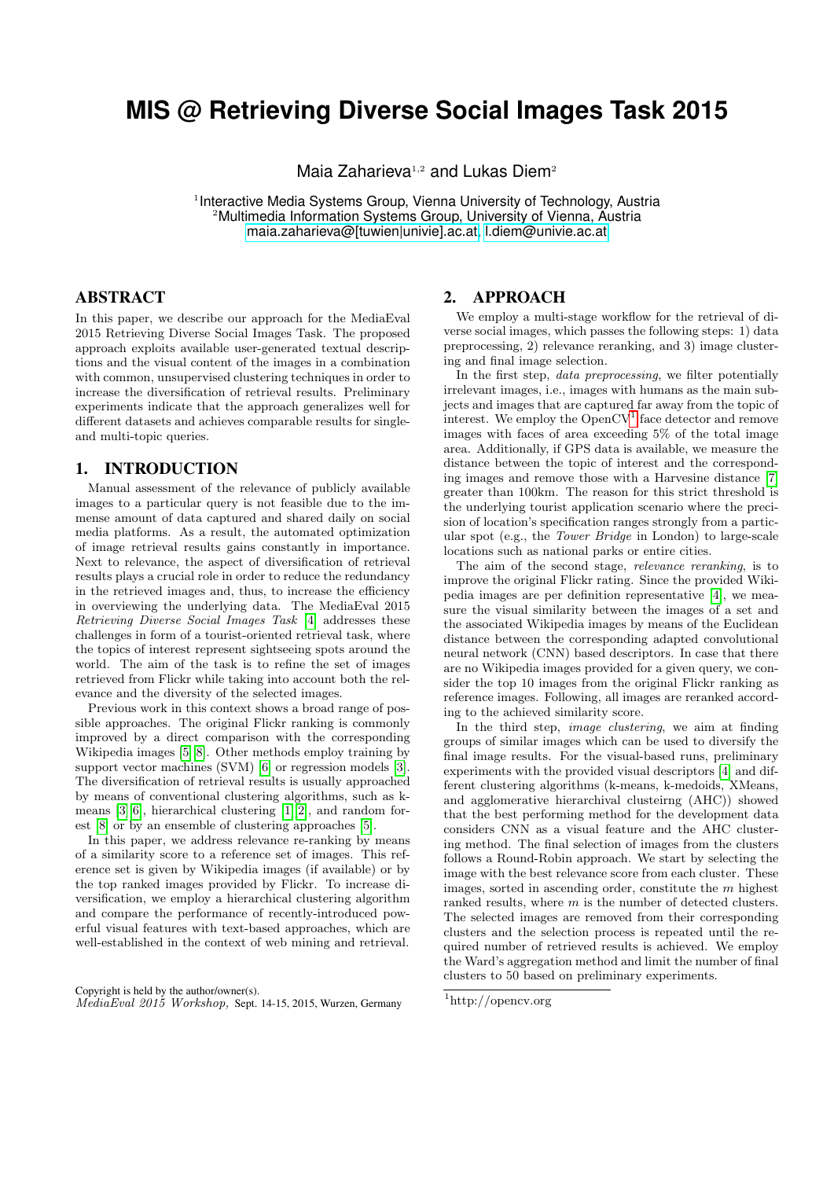# MIS @ Retrieving Diverse Social Images Task 2015

Maia Zaharieva[1,2] and Lukas Diem[2]

[1]Interactive Media Systems Group, Vienna University of Technology, Austria
[2]Multimedia Information Systems Group, University of Vienna, Austria
maia.zaharieva@[tuwien|univie].ac.at, l.diem@univie.ac.at

## ABSTRACT

In this paper, we describe our approach for the MediaEval 2015 Retrieving Diverse Social Images Task. The proposed approach exploits available user-generated textual descriptions and the visual content of the images in a combination with common, unsupervised clustering techniques in order to increase the diversification of retrieval results. Preliminary experiments indicate that the approach generalizes well for different datasets and achieves comparable results for single- and multi-topic queries.

## 1. INTRODUCTION

Manual assessment of the relevance of publicly available images to a particular query is not feasible due to the immense amount of data captured and shared daily on social media platforms. As a result, the automated optimization of image retrieval results gains constantly in importance. Next to relevance, the aspect of diversification of retrieval results plays a crucial role in order to reduce the redundancy in the retrieved images and, thus, to increase the efficiency in overviewing the underlying data. The MediaEval 2015 *Retrieving Diverse Social Images Task* [4] addresses these challenges in form of a tourist-oriented retrieval task, where the topics of interest represent sightseeing spots around the world. The aim of the task is to refine the set of images retrieved from Flickr while taking into account both the relevance and the diversity of the selected images.

Previous work in this context shows a broad range of possible approaches. The original Flickr ranking is commonly improved by a direct comparison with the corresponding Wikipedia images [5, 8]. Other methods employ training by support vector machines (SVM) [6] or regression models [3]. The diversification of retrieval results is usually approached by means of conventional clustering algorithms, such as k-means [3, 6], hierarchical clustering [1, 2], and random forest [8] or by an ensemble of clustering approaches [5].

In this paper, we address relevance re-ranking by means of a similarity score to a reference set of images. This reference set is given by Wikipedia images (if available) or by the top ranked images provided by Flickr. To increase diversification, we employ a hierarchical clustering algorithm and compare the performance of recently-introduced powerful visual features with text-based approaches, which are well-established in the context of web mining and retrieval.

Copyright is held by the author/owner(s).
*MediaEval 2015 Workshop,* Sept. 14-15, 2015, Wurzen, Germany

## 2. APPROACH

We employ a multi-stage workflow for the retrieval of diverse social images, which passes the following steps: 1) data preprocessing, 2) relevance reranking, and 3) image clustering and final image selection.

In the first step, *data preprocessing*, we filter potentially irrelevant images, i.e., images with humans as the main subjects and images that are captured far away from the topic of interest. We employ the OpenCV[1] face detector and remove images with faces of area exceeding 5% of the total image area. Additionally, if GPS data is available, we measure the distance between the topic of interest and the corresponding images and remove those with a Harvesine distance [7] greater than 100km. The reason for this strict threshold is the underlying tourist application scenario where the precision of location's specification ranges strongly from a particular spot (e.g., the *Tower Bridge* in London) to large-scale locations such as national parks or entire cities.

The aim of the second stage, *relevance reranking*, is to improve the original Flickr rating. Since the provided Wikipedia images are per definition representative [4], we measure the visual similarity between the images of a set and the associated Wikipedia images by means of the Euclidean distance between the corresponding adapted convolutional neural network (CNN) based descriptors. In case that there are no Wikipedia images provided for a given query, we consider the top 10 images from the original Flickr ranking as reference images. Following, all images are reranked according to the achieved similarity score.

In the third step, *image clustering*, we aim at finding groups of similar images which can be used to diversify the final image results. For the visual-based runs, preliminary experiments with the provided visual descriptors [4] and different clustering algorithms (k-means, k-medoids, XMeans, and agglomerative hierarchival clusteirng (AHC)) showed that the best performing method for the development data considers CNN as a visual feature and the AHC clustering method. The final selection of images from the clusters follows a Round-Robin approach. We start by selecting the image with the best relevance score from each cluster. These images, sorted in ascending order, constitute the $m$ highest ranked results, where $m$ is the number of detected clusters. The selected images are removed from their corresponding clusters and the selection process is repeated until the required number of retrieved results is achieved. We employ the Ward's aggregation method and limit the number of final clusters to 50 based on preliminary experiments.

[1]http://opencv.org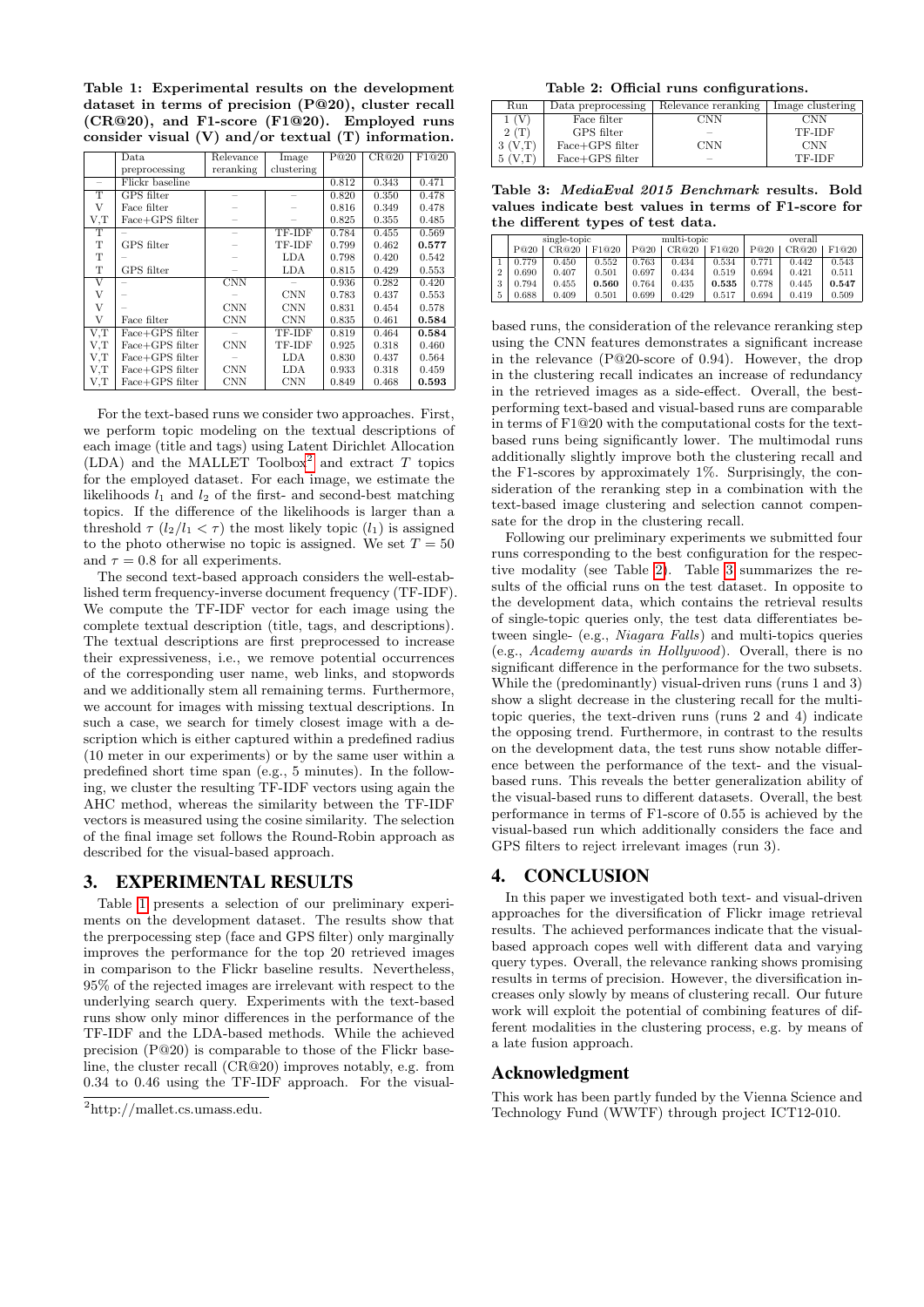**Table 1: Experimental results on the development dataset in terms of precision (P@20), cluster recall (CR@20), and F1-score (F1@20). Employed runs consider visual (V) and/or textual (T) information.**

| | Data preprocessing | Relevance reranking | Image clustering | P@20 | CR@20 | F1@20 |
|---|---|---|---|---|---|---|
| – | Flickr baseline | | | 0.812 | 0.343 | 0.471 |
| T | GPS filter | – | – | 0.820 | 0.350 | 0.478 |
| V | Face filter | – | – | 0.816 | 0.349 | 0.478 |
| V,T | Face+GPS filter | – | – | 0.825 | 0.355 | 0.485 |
| T | – | – | TF-IDF | 0.784 | 0.455 | 0.569 |
| T | GPS filter | – | TF-IDF | 0.799 | 0.462 | **0.577** |
| T | – | – | LDA | 0.798 | 0.420 | 0.542 |
| T | GPS filter | – | LDA | 0.815 | 0.429 | 0.553 |
| V | – | CNN | – | 0.936 | 0.282 | 0.420 |
| V | – | – | CNN | 0.783 | 0.437 | 0.553 |
| V | – | CNN | CNN | 0.831 | 0.454 | 0.578 |
| V | Face filter | CNN | CNN | 0.835 | 0.461 | **0.584** |
| V,T | Face+GPS filter | – | TF-IDF | 0.819 | 0.464 | **0.584** |
| V,T | Face+GPS filter | CNN | TF-IDF | 0.925 | 0.318 | 0.460 |
| V,T | Face+GPS filter | – | LDA | 0.830 | 0.437 | 0.564 |
| V,T | Face+GPS filter | CNN | LDA | 0.933 | 0.318 | 0.459 |
| V,T | Face+GPS filter | CNN | CNN | 0.849 | 0.468 | **0.593** |

For the text-based runs we consider two approaches. First, we perform topic modeling on the textual descriptions of each image (title and tags) using Latent Dirichlet Allocation (LDA) and the MALLET Toolbox[2] and extract $T$ topics for the employed dataset. For each image, we estimate the likelihoods $l_1$ and $l_2$ of the first- and second-best matching topics. If the difference of the likelihoods is larger than a threshold $\tau$ ($l_2/l_1 < \tau$) the most likely topic ($l_1$) is assigned to the photo otherwise no topic is assigned. We set $T = 50$ and $\tau = 0.8$ for all experiments.

The second text-based approach considers the well-established term frequency-inverse document frequency (TF-IDF). We compute the TF-IDF vector for each image using the complete textual description (title, tags, and descriptions). The textual descriptions are first preprocessed to increase their expressiveness, i.e., we remove potential occurrences of the corresponding user name, web links, and stopwords and we additionally stem all remaining terms. Furthermore, we account for images with missing textual descriptions. In such a case, we search for timely closest image with a description which is either captured within a predefined radius (10 meter in our experiments) or by the same user within a predefined short time span (e.g., 5 minutes). In the following, we cluster the resulting TF-IDF vectors using again the AHC method, whereas the similarity between the TF-IDF vectors is measured using the cosine similarity. The selection of the final image set follows the Round-Robin approach as described for the visual-based approach.

## 3. EXPERIMENTAL RESULTS

Table 1 presents a selection of our preliminary experiments on the development dataset. The results show that the prerpocessing step (face and GPS filter) only marginally improves the performance for the top 20 retrieved images in comparison to the Flickr baseline results. Nevertheless, 95% of the rejected images are irrelevant with respect to the underlying search query. Experiments with the text-based runs show only minor differences in the performance of the TF-IDF and the LDA-based methods. While the achieved precision (P@20) is comparable to those of the Flickr baseline, the cluster recall (CR@20) improves notably, e.g. from 0.34 to 0.46 using the TF-IDF approach. For the visual-based runs, the consideration of the relevance reranking step using the CNN features demonstrates a significant increase in the relevance (P@20-score of 0.94). However, the drop in the clustering recall indicates an increase of redundancy in the retrieved images as a side-effect. Overall, the best-performing text-based and visual-based runs are comparable in terms of F1@20 with the computational costs for the text-based runs being significantly lower. The multimodal runs additionally slightly improve both the clustering recall and the F1-scores by approximately 1%. Surprisingly, the consideration of the reranking step in a combination with the text-based image clustering and selection cannot compensate for the drop in the clustering recall.

[2] http://mallet.cs.umass.edu.

**Table 2: Official runs configurations.**

| Run | Data preprocessing | Relevance reranking | Image clustering |
|---|---|---|---|
| 1 (V) | Face filter | CNN | CNN |
| 2 (T) | GPS filter | – | TF-IDF |
| 3 (V,T) | Face+GPS filter | CNN | CNN |
| 5 (V,T) | Face+GPS filter | – | TF-IDF |

**Table 3: *MediaEval 2015 Benchmark* results. Bold values indicate best values in terms of F1-score for the different types of test data.**

| | single-topic | | | multi-topic | | | overall | | |
|---|---|---|---|---|---|---|---|---|---|
| | P@20 | CR@20 | F1@20 | P@20 | CR@20 | F1@20 | P@20 | CR@20 | F1@20 |
| 1 | 0.779 | 0.450 | 0.552 | 0.763 | 0.434 | 0.534 | 0.771 | 0.442 | 0.543 |
| 2 | 0.690 | 0.407 | 0.501 | 0.697 | 0.434 | 0.519 | 0.694 | 0.421 | 0.511 |
| 3 | 0.794 | 0.455 | **0.560** | 0.764 | 0.435 | **0.535** | 0.778 | 0.445 | **0.547** |
| 5 | 0.688 | 0.409 | 0.501 | 0.699 | 0.429 | 0.517 | 0.694 | 0.419 | 0.509 |

Following our preliminary experiments we submitted four runs corresponding to the best configuration for the respective modality (see Table 2). Table 3 summarizes the results of the official runs on the test dataset. In opposite to the development data, which contains the retrieval results of single-topic queries only, the test data differentiates between single- (e.g., *Niagara Falls*) and multi-topics queries (e.g., *Academy awards in Hollywood*). Overall, there is no significant difference in the performance for the two subsets. While the (predominantly) visual-driven runs (runs 1 and 3) show a slight decrease in the clustering recall for the multi-topic queries, the text-driven runs (runs 2 and 4) indicate the opposing trend. Furthermore, in contrast to the results on the development data, the test runs show notable difference between the performance of the text- and the visual-based runs. This reveals the better generalization ability of the visual-based runs to different datasets. Overall, the best performance in terms of F1-score of 0.55 is achieved by the visual-based run which additionally considers the face and GPS filters to reject irrelevant images (run 3).

## 4. CONCLUSION

In this paper we investigated both text- and visual-driven approaches for the diversification of Flickr image retrieval results. The achieved performances indicate that the visual-based approach copes well with different data and varying query types. Overall, the relevance ranking shows promising results in terms of precision. However, the diversification increases only slowly by means of clustering recall. Our future work will exploit the potential of combining features of different modalities in the clustering process, e.g. by means of a late fusion approach.

## Acknowledgment

This work has been partly funded by the Vienna Science and Technology Fund (WWTF) through project ICT12-010.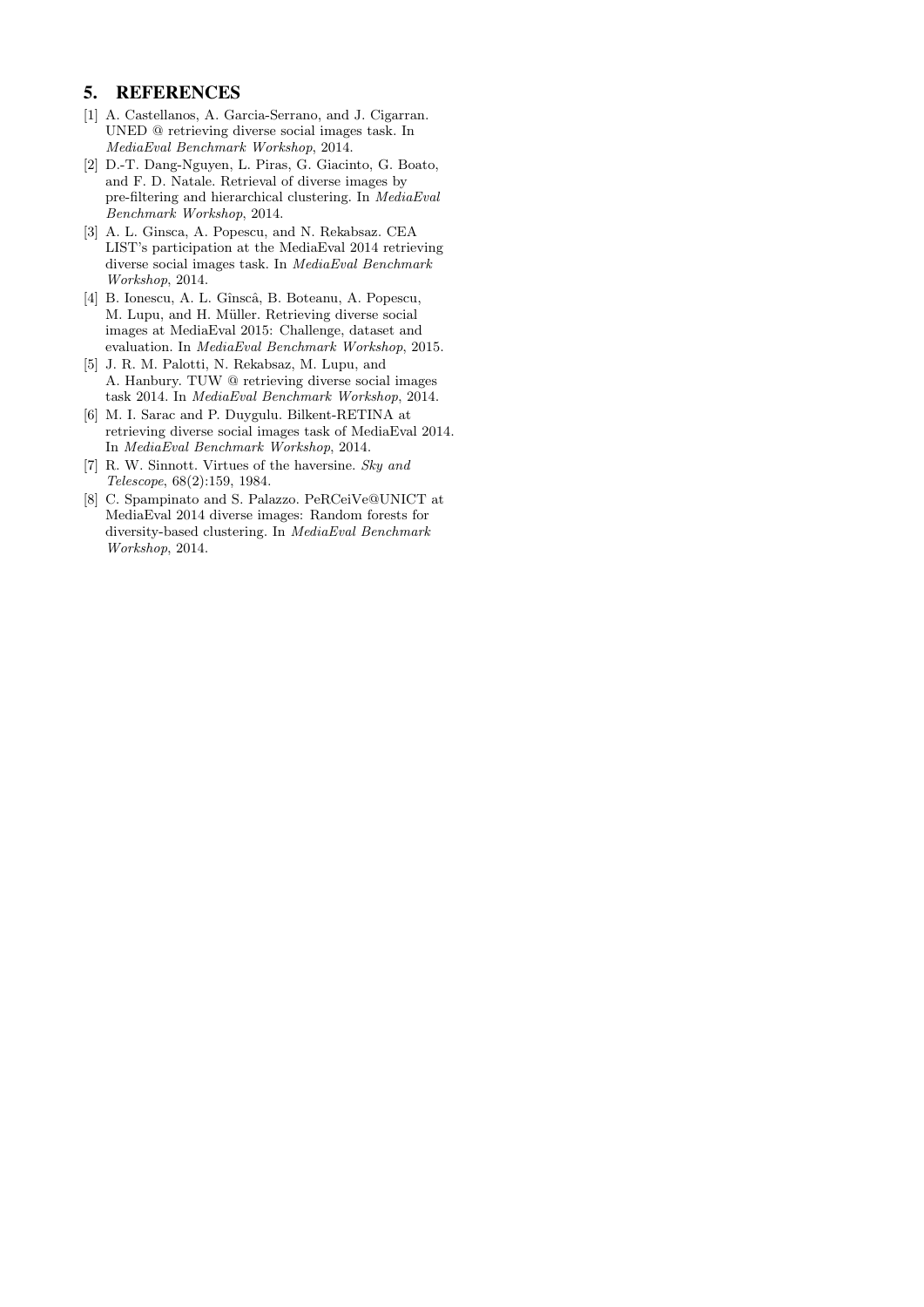## 5. REFERENCES

[1] A. Castellanos, A. Garcia-Serrano, and J. Cigarran. UNED @ retrieving diverse social images task. In *MediaEval Benchmark Workshop*, 2014.

[2] D.-T. Dang-Nguyen, L. Piras, G. Giacinto, G. Boato, and F. D. Natale. Retrieval of diverse images by pre-filtering and hierarchical clustering. In *MediaEval Benchmark Workshop*, 2014.

[3] A. L. Ginsca, A. Popescu, and N. Rekabsaz. CEA LIST's participation at the MediaEval 2014 retrieving diverse social images task. In *MediaEval Benchmark Workshop*, 2014.

[4] B. Ionescu, A. L. Gînscâ, B. Boteanu, A. Popescu, M. Lupu, and H. Müller. Retrieving diverse social images at MediaEval 2015: Challenge, dataset and evaluation. In *MediaEval Benchmark Workshop*, 2015.

[5] J. R. M. Palotti, N. Rekabsaz, M. Lupu, and A. Hanbury. TUW @ retrieving diverse social images task 2014. In *MediaEval Benchmark Workshop*, 2014.

[6] M. I. Sarac and P. Duygulu. Bilkent-RETINA at retrieving diverse social images task of MediaEval 2014. In *MediaEval Benchmark Workshop*, 2014.

[7] R. W. Sinnott. Virtues of the haversine. *Sky and Telescope*, 68(2):159, 1984.

[8] C. Spampinato and S. Palazzo. PeRCeiVe@UNICT at MediaEval 2014 diverse images: Random forests for diversity-based clustering. In *MediaEval Benchmark Workshop*, 2014.